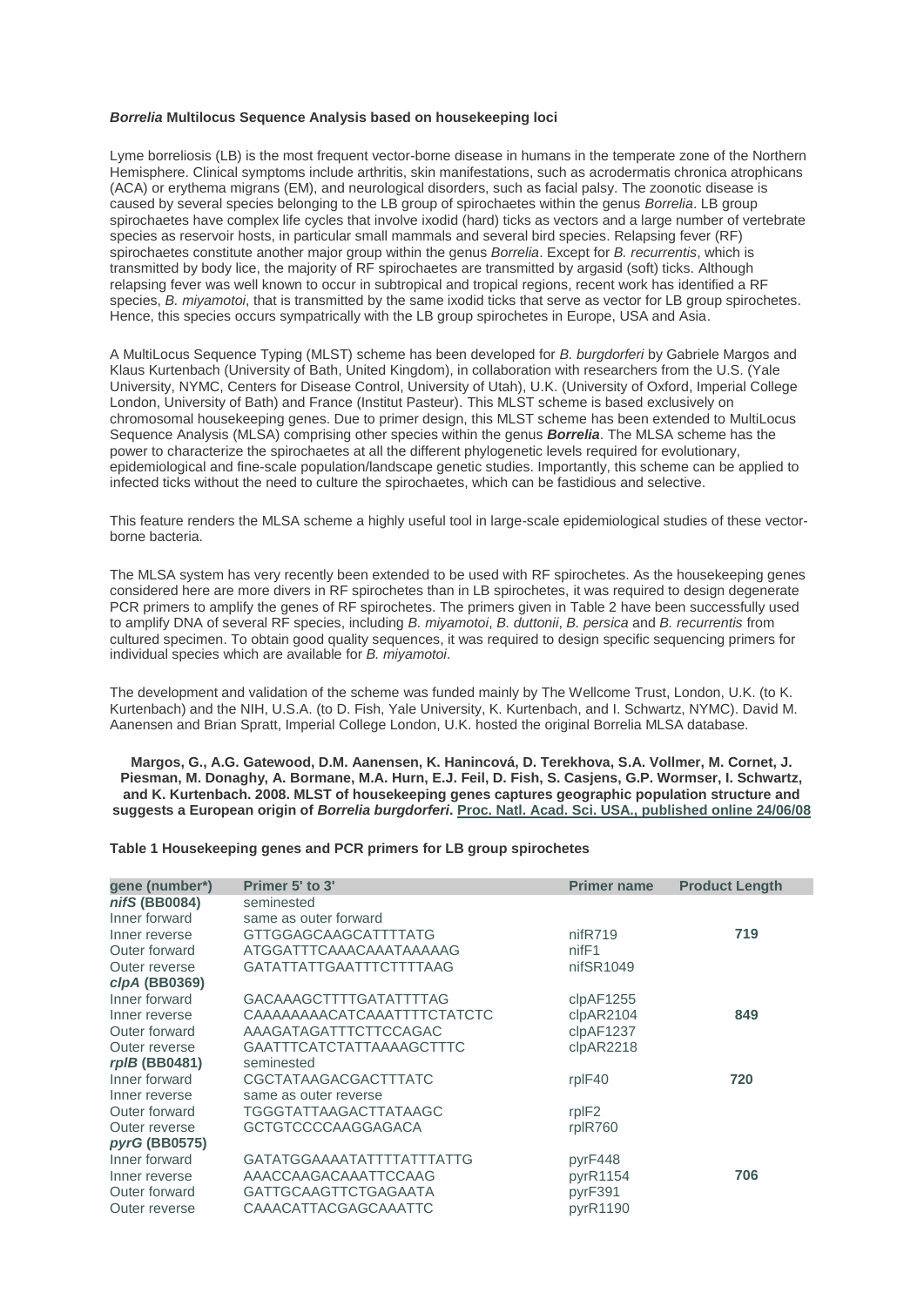### *Borrelia* Multilocus Sequence Analysis based on housekeeping loci

Lyme borreliosis (LB) is the most frequent vector-borne disease in humans in the temperate zone of the Northern Hemisphere. Clinical symptoms include arthritis, skin manifestations, such as acrodermatis chronica atrophicans (ACA) or erythema migrans (EM), and neurological disorders, such as facial palsy. The zoonotic disease is caused by several species belonging to the LB group of spirochaetes within the genus *Borrelia*. LB group spirochaetes have complex life cycles that involve ixodid (hard) ticks as vectors and a large number of vertebrate species as reservoir hosts, in particular small mammals and several bird species. Relapsing fever (RF) spirochaetes constitute another major group within the genus *Borrelia*. Except for *B. recurrentis*, which is transmitted by body lice, the majority of RF spirochaetes are transmitted by argasid (soft) ticks. Although relapsing fever was well known to occur in subtropical and tropical regions, recent work has identified a RF species, *B. miyamotoi*, that is transmitted by the same ixodid ticks that serve as vector for LB group spirochetes. Hence, this species occurs sympatrically with the LB group spirochetes in Europe, USA and Asia.

A MultiLocus Sequence Typing (MLST) scheme has been developed for *B. burgdorferi* by Gabriele Margos and Klaus Kurtenbach (University of Bath, United Kingdom), in collaboration with researchers from the U.S. (Yale University, NYMC, Centers for Disease Control, University of Utah), U.K. (University of Oxford, Imperial College London, University of Bath) and France (Institut Pasteur). This MLST scheme is based exclusively on chromosomal housekeeping genes. Due to primer design, this MLST scheme has been extended to MultiLocus Sequence Analysis (MLSA) comprising other species within the genus ***Borrelia***. The MLSA scheme has the power to characterize the spirochaetes at all the different phylogenetic levels required for evolutionary, epidemiological and fine-scale population/landscape genetic studies. Importantly, this scheme can be applied to infected ticks without the need to culture the spirochaetes, which can be fastidious and selective.

This feature renders the MLSA scheme a highly useful tool in large-scale epidemiological studies of these vector-borne bacteria.

The MLSA system has very recently been extended to be used with RF spirochetes. As the housekeeping genes considered here are more divers in RF spirochetes than in LB spirochetes, it was required to design degenerate PCR primers to amplify the genes of RF spirochetes. The primers given in Table 2 have been successfully used to amplify DNA of several RF species, including *B. miyamotoi*, *B. duttonii*, *B. persica* and *B. recurrentis* from cultured specimen. To obtain good quality sequences, it was required to design specific sequencing primers for individual species which are available for *B. miyamotoi*.

The development and validation of the scheme was funded mainly by The Wellcome Trust, London, U.K. (to K. Kurtenbach) and the NIH, U.S.A. (to D. Fish, Yale University, K. Kurtenbach, and I. Schwartz, NYMC). David M. Aanensen and Brian Spratt, Imperial College London, U.K. hosted the original Borrelia MLSA database.

**Margos, G., A.G. Gatewood, D.M. Aanensen, K. Hanincová, D. Terekhova, S.A. Vollmer, M. Cornet, J. Piesman, M. Donaghy, A. Bormane, M.A. Hurn, E.J. Feil, D. Fish, S. Casjens, G.P. Wormser, I. Schwartz, and K. Kurtenbach. 2008. MLST of housekeeping genes captures geographic population structure and suggests a European origin of *Borrelia burgdorferi*. Proc. Natl. Acad. Sci. USA., published online 24/06/08**

**Table 1 Housekeeping genes and PCR primers for LB group spirochetes**

| gene (number*) | Primer 5' to 3' | Primer name | Product Length |
|---|---|---|---|
| ***nifS* (BB0084)** | seminested | | |
| Inner forward | same as outer forward | | |
| Inner reverse | GTTGGAGCAAGCATTTTATG | nifR719 | **719** |
| Outer forward | ATGGATTTCAAACAAATAAAAAG | nifF1 | |
| Outer reverse | GATATTATTGAATTTCTTTTAAG | nifSR1049 | |
| ***clpA* (BB0369)** | | | |
| Inner forward | GACAAAGCTTTTGATATTTTAG | clpAF1255 | |
| Inner reverse | CAAAAAAAACATCAAATTTTCTATCTC | clpAR2104 | **849** |
| Outer forward | AAAGATAGATTTCTTCCAGAC | clpAF1237 | |
| Outer reverse | GAATTTCATCTATTAAAAGCTTTC | clpAR2218 | |
| ***rplB* (BB0481)** | seminested | | |
| Inner forward | CGCTATAAGACGACTTTATC | rplF40 | **720** |
| Inner reverse | same as outer reverse | | |
| Outer forward | TGGGTATTAAGACTTATAAGC | rplF2 | |
| Outer reverse | GCTGTCCCCAAGGAGACA | rplR760 | |
| ***pyrG* (BB0575)** | | | |
| Inner forward | GATATGGAAAATATTTTATTTATTG | pyrF448 | |
| Inner reverse | AAACCAAGACAAATTCCAAG | pyrR1154 | **706** |
| Outer forward | GATTGCAAGTTCTGAGAATA | pyrF391 | |
| Outer reverse | CAAACATTACGAGCAAATTC | pyrR1190 | |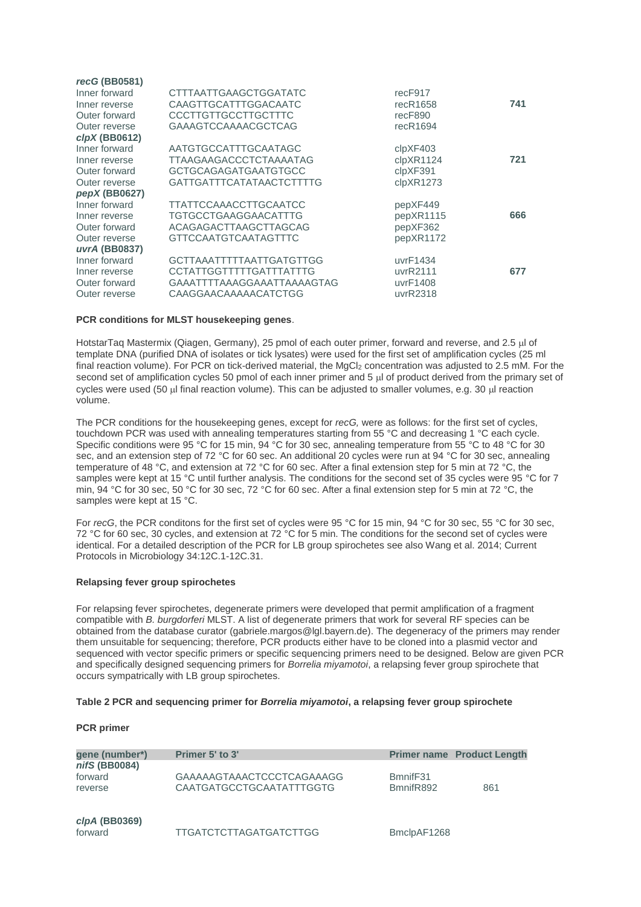| | | | |
|---|---|---|---|
| ***recG* (BB0581)** | | | |
| Inner forward | CTTTAATTGAAGCTGGATATC | recF917 | |
| Inner reverse | CAAGTTGCATTTGGACAATC | recR1658 | **741** |
| Outer forward | CCCTTGTTGCCTTGCTTTC | recF890 | |
| Outer reverse | GAAAGTCCAAAACGCTCAG | recR1694 | |
| ***clpX* (BB0612)** | | | |
| Inner forward | AATGTGCCATTTGCAATAGC | clpXF403 | |
| Inner reverse | TTAAGAAGACCCTCTAAAATAG | clpXR1124 | **721** |
| Outer forward | GCTGCAGAGATGAATGTGCC | clpXF391 | |
| Outer reverse | GATTGATTTCATATAACTCTTTTG | clpXR1273 | |
| ***pepX* (BB0627)** | | | |
| Inner forward | TTATTCCAAACCTTGCAATCC | pepXF449 | |
| Inner reverse | TGTGCCTGAAGGAACATTTG | pepXR1115 | **666** |
| Outer forward | ACAGAGACTTAAGCTTAGCAG | pepXF362 | |
| Outer reverse | GTTCCAATGTCAATAGTTTC | pepXR1172 | |
| ***uvrA* (BB0837)** | | | |
| Inner forward | GCTTAAATTTTTAATTGATGTTGG | uvrF1434 | |
| Inner reverse | CCTATTGGTTTTTGATTTATTTG | uvrR2111 | **677** |
| Outer forward | GAAATTTTAAAGGAAATTAAAAGTAG | uvrF1408 | |
| Outer reverse | CAAGGAACAAAAACATCTGG | uvrR2318 | |

**PCR conditions for MLST housekeeping genes**.

HotstarTaq Mastermix (Qiagen, Germany), 25 pmol of each outer primer, forward and reverse, and 2.5 µl of template DNA (purified DNA of isolates or tick lysates) were used for the first set of amplification cycles (25 ml final reaction volume). For PCR on tick-derived material, the $MgCl_2$ concentration was adjusted to 2.5 mM. For the second set of amplification cycles 50 pmol of each inner primer and 5 µl of product derived from the primary set of cycles were used (50 µl final reaction volume). This can be adjusted to smaller volumes, e.g. 30 µl reaction volume.

The PCR conditions for the housekeeping genes, except for *recG,* were as follows: for the first set of cycles, touchdown PCR was used with annealing temperatures starting from 55 °C and decreasing 1 °C each cycle. Specific conditions were 95 °C for 15 min, 94 °C for 30 sec, annealing temperature from 55 °C to 48 °C for 30 sec, and an extension step of 72 °C for 60 sec. An additional 20 cycles were run at 94 °C for 30 sec, annealing temperature of 48 °C, and extension at 72 °C for 60 sec. After a final extension step for 5 min at 72 °C, the samples were kept at 15 °C until further analysis. The conditions for the second set of 35 cycles were 95 °C for 7 min, 94 °C for 30 sec, 50 °C for 30 sec, 72 °C for 60 sec. After a final extension step for 5 min at 72 °C, the samples were kept at 15 °C.

For *recG*, the PCR conditons for the first set of cycles were 95 °C for 15 min, 94 °C for 30 sec, 55 °C for 30 sec, 72 °C for 60 sec, 30 cycles, and extension at 72 °C for 5 min. The conditions for the second set of cycles were identical. For a detailed description of the PCR for LB group spirochetes see also Wang et al. 2014; Current Protocols in Microbiology 34:12C.1-12C.31.

**Relapsing fever group spirochetes**

For relapsing fever spirochetes, degenerate primers were developed that permit amplification of a fragment compatible with *B. burgdorferi* MLST. A list of degenerate primers that work for several RF species can be obtained from the database curator (gabriele.margos@lgl.bayern.de). The degeneracy of the primers may render them unsuitable for sequencing; therefore, PCR products either have to be cloned into a plasmid vector and sequenced with vector specific primers or specific sequencing primers need to be designed. Below are given PCR and specifically designed sequencing primers for *Borrelia miyamotoi*, a relapsing fever group spirochete that occurs sympatrically with LB group spirochetes.

**Table 2 PCR and sequencing primer for *Borrelia miyamotoi*, a relapsing fever group spirochete**

**PCR primer**

| gene (number*) | Primer 5' to 3' | Primer name | Product Length |
|---|---|---|---|
| ***nifS* (BB0084)** | | | |
| forward | GAAAAAGTAAACTCCCTCAGAAAGG | BmnifF31 | |
| reverse | CAATGATGCCTGCAATATTTGGTG | BmnifR892 | 861 |
| ***clpA* (BB0369)** | | | |
| forward | TTGATCTCTTAGATGATCTTGG | BmclpAF1268 | |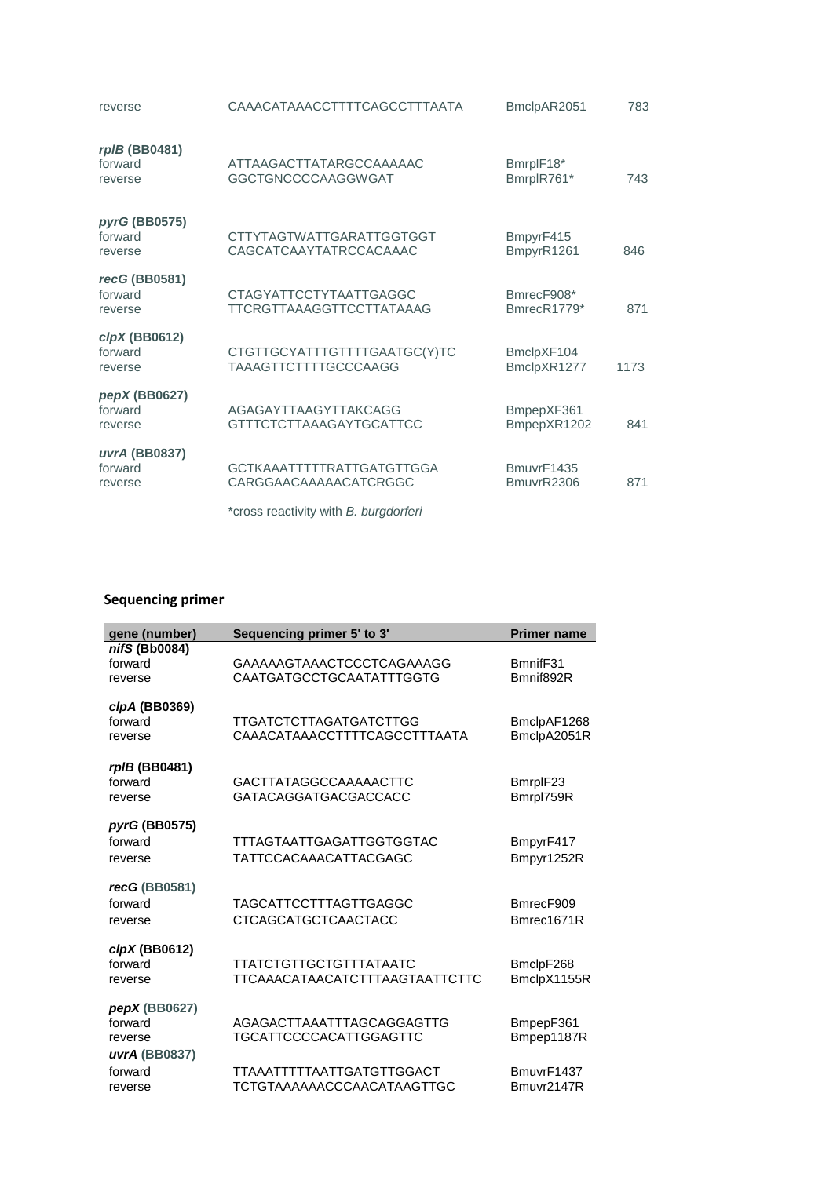| | | | |
|---|---|---|---|
| reverse | CAAACATAAACCTTTTCAGCCTTTAATA | BmclpAR2051 | 783 |
| ***rplB* (BB0481)** | | | |
| forward | ATTAAGACTTATARGCCAAAAAC | BmrplF18* | |
| reverse | GGCTGNCCCCAAGGWGAT | BmrplR761* | 743 |
| ***pyrG* (BB0575)** | | | |
| forward | CTTYTAGTWATTGARATTGGTGGT | BmpyrF415 | |
| reverse | CAGCATCAAYTATRCCACAAAC | BmpyrR1261 | 846 |
| ***recG* (BB0581)** | | | |
| forward | CTAGYATTCCTYTAATTGAGGC | BmrecF908* | |
| reverse | TTCRGTTAAAGGTTCCTTATAAAG | BmrecR1779* | 871 |
| ***clpX* (BB0612)** | | | |
| forward | CTGTTGCYATTTGTTTTGAATGC(Y)TC | BmclpXF104 | |
| reverse | TAAAGTTCTTTTGCCCAAGG | BmclpXR1277 | 1173 |
| ***pepX* (BB0627)** | | | |
| forward | AGAGAYTTAAGYTTAKCAGG | BmpepXF361 | |
| reverse | GTTTCTCTTAAAGAYTGCATTCC | BmpepXR1202 | 841 |
| ***uvrA* (BB0837)** | | | |
| forward | GCTKAAATTTTTRATTGATGTTGGA | BmuvrF1435 | |
| reverse | CARGGAACAAAAACATCRGGC | BmuvrR2306 | 871 |

*cross reactivity with *B. burgdorferi*

**Sequencing primer**

| gene (number) | Sequencing primer 5' to 3' | Primer name |
|---|---|---|
| ***nifS* (Bb0084)** | | |
| forward | GAAAAAGTAAACTCCCTCAGAAAGG | BmnifF31 |
| reverse | CAATGATGCCTGCAATATTTGGTG | Bmnif892R |
| ***clpA* (BB0369)** | | |
| forward | TTGATCTCTTAGATGATCTTGG | BmclpAF1268 |
| reverse | CAAACATAAACCTTTTCAGCCTTTAATA | BmclpA2051R |
| ***rplB* (BB0481)** | | |
| forward | GACTTATAGGCCAAAAACTTC | BmrplF23 |
| reverse | GATACAGGATGACGACCACC | Bmrpl759R |
| ***pyrG* (BB0575)** | | |
| forward | TTTAGTAATTGAGATTGGTGGTAC | BmpyrF417 |
| reverse | TATTCCACAAACATTACGAGC | Bmpyr1252R |
| ***recG* (BB0581)** | | |
| forward | TAGCATTCCTTTAGTTGAGGC | BmrecF909 |
| reverse | CTCAGCATGCTCAACTACC | Bmrec1671R |
| ***clpX* (BB0612)** | | |
| forward | TTATCTGTTGCTGTTTATAATC | BmclpF268 |
| reverse | TTCAAACATAACATCTTTAAGTAATTCTTC | BmclpX1155R |
| ***pepX* (BB0627)** | | |
| forward | AGAGACTTAAATTTAGCAGGAGTTG | BmpepF361 |
| reverse | TGCATTCCCCACATTGGAGTTC | Bmpep1187R |
| ***uvrA* (BB0837)** | | |
| forward | TTAAATTTTTAATTGATGTTGGACT | BmuvrF1437 |
| reverse | TCTGTAAAAAACCCAACATAAGTTGC | Bmuvr2147R |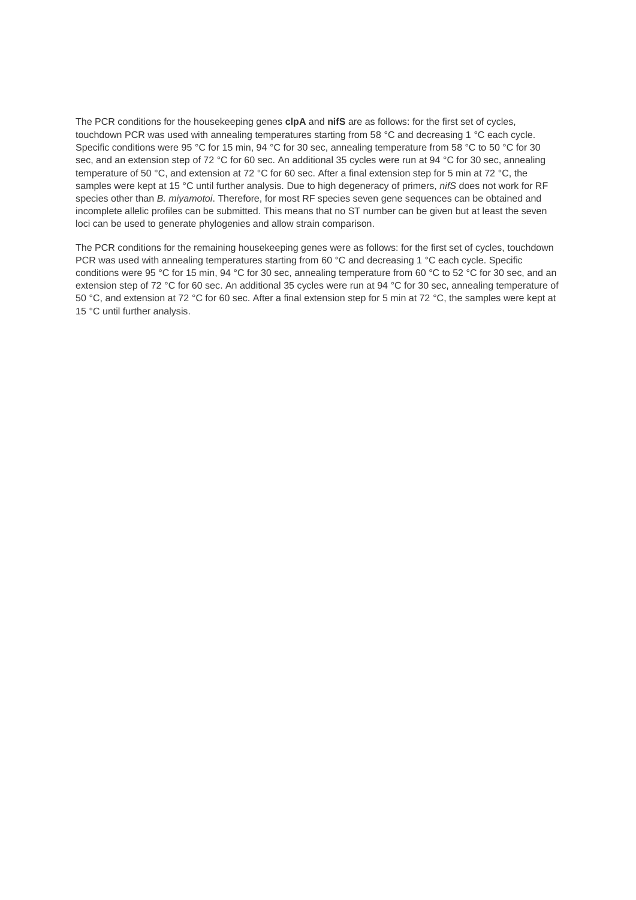The PCR conditions for the housekeeping genes **clpA** and **nifS** are as follows: for the first set of cycles, touchdown PCR was used with annealing temperatures starting from 58 °C and decreasing 1 °C each cycle. Specific conditions were 95 °C for 15 min, 94 °C for 30 sec, annealing temperature from 58 °C to 50 °C for 30 sec, and an extension step of 72 °C for 60 sec. An additional 35 cycles were run at 94 °C for 30 sec, annealing temperature of 50 °C, and extension at 72 °C for 60 sec. After a final extension step for 5 min at 72 °C, the samples were kept at 15 °C until further analysis. Due to high degeneracy of primers, *nifS* does not work for RF species other than *B. miyamotoi*. Therefore, for most RF species seven gene sequences can be obtained and incomplete allelic profiles can be submitted. This means that no ST number can be given but at least the seven loci can be used to generate phylogenies and allow strain comparison.

The PCR conditions for the remaining housekeeping genes were as follows: for the first set of cycles, touchdown PCR was used with annealing temperatures starting from 60 °C and decreasing 1 °C each cycle. Specific conditions were 95 °C for 15 min, 94 °C for 30 sec, annealing temperature from 60 °C to 52 °C for 30 sec, and an extension step of 72 °C for 60 sec. An additional 35 cycles were run at 94 °C for 30 sec, annealing temperature of 50 °C, and extension at 72 °C for 60 sec. After a final extension step for 5 min at 72 °C, the samples were kept at 15 °C until further analysis.